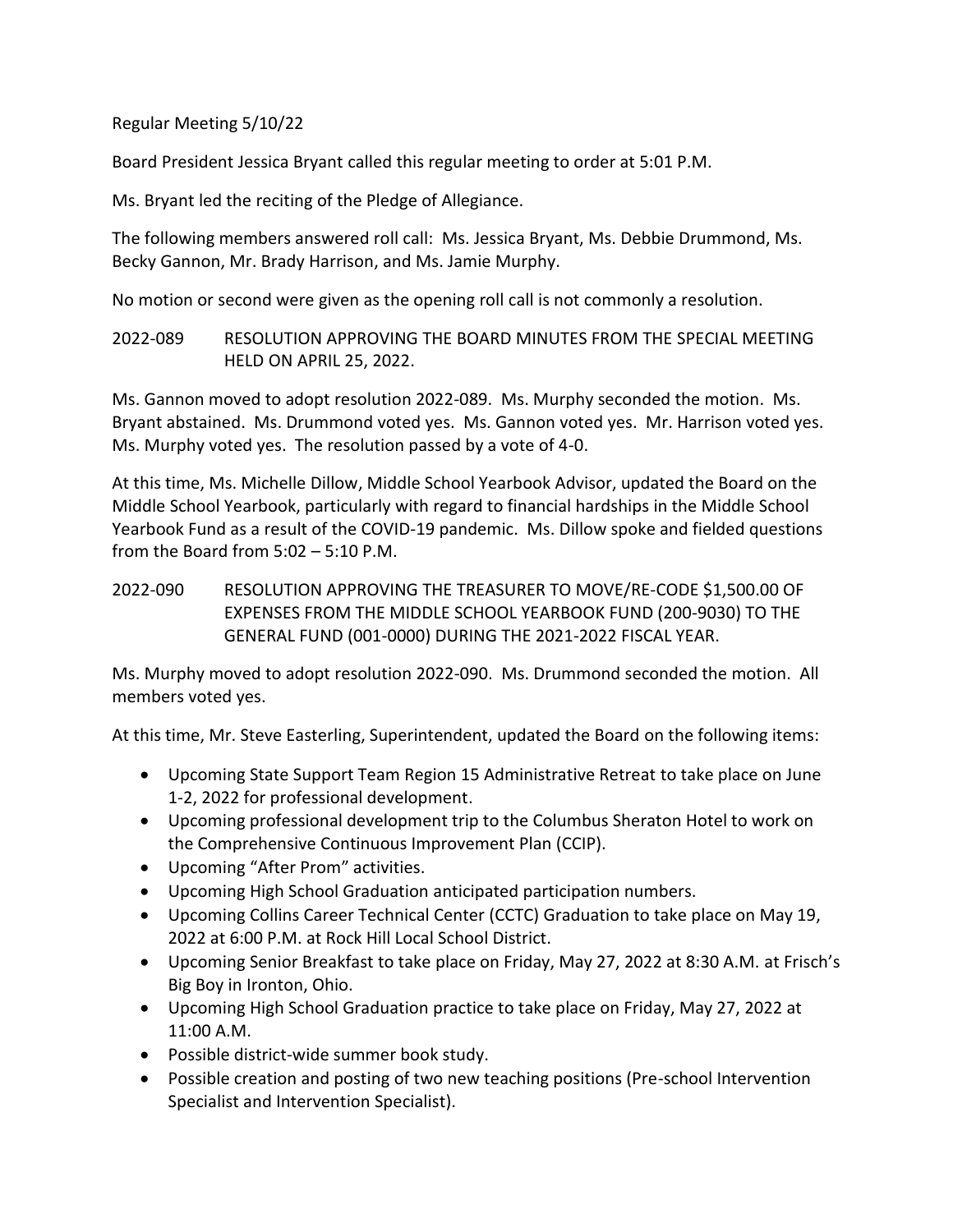Regular Meeting 5/10/22

Board President Jessica Bryant called this regular meeting to order at 5:01 P.M.

Ms. Bryant led the reciting of the Pledge of Allegiance.

The following members answered roll call: Ms. Jessica Bryant, Ms. Debbie Drummond, Ms. Becky Gannon, Mr. Brady Harrison, and Ms. Jamie Murphy.

No motion or second were given as the opening roll call is not commonly a resolution.

2022-089 RESOLUTION APPROVING THE BOARD MINUTES FROM THE SPECIAL MEETING HELD ON APRIL 25, 2022.

Ms. Gannon moved to adopt resolution 2022-089. Ms. Murphy seconded the motion. Ms. Bryant abstained. Ms. Drummond voted yes. Ms. Gannon voted yes. Mr. Harrison voted yes. Ms. Murphy voted yes. The resolution passed by a vote of 4-0.

At this time, Ms. Michelle Dillow, Middle School Yearbook Advisor, updated the Board on the Middle School Yearbook, particularly with regard to financial hardships in the Middle School Yearbook Fund as a result of the COVID-19 pandemic. Ms. Dillow spoke and fielded questions from the Board from 5:02 – 5:10 P.M.

2022-090 RESOLUTION APPROVING THE TREASURER TO MOVE/RE-CODE $1,500.00 OF EXPENSES FROM THE MIDDLE SCHOOL YEARBOOK FUND (200-9030) TO THE GENERAL FUND (001-0000) DURING THE 2021-2022 FISCAL YEAR.

Ms. Murphy moved to adopt resolution 2022-090. Ms. Drummond seconded the motion. All members voted yes.

At this time, Mr. Steve Easterling, Superintendent, updated the Board on the following items:

- Upcoming State Support Team Region 15 Administrative Retreat to take place on June 1-2, 2022 for professional development.
- Upcoming professional development trip to the Columbus Sheraton Hotel to work on the Comprehensive Continuous Improvement Plan (CCIP).
- Upcoming "After Prom" activities.
- Upcoming High School Graduation anticipated participation numbers.
- Upcoming Collins Career Technical Center (CCTC) Graduation to take place on May 19, 2022 at 6:00 P.M. at Rock Hill Local School District.
- Upcoming Senior Breakfast to take place on Friday, May 27, 2022 at 8:30 A.M. at Frisch's Big Boy in Ironton, Ohio.
- Upcoming High School Graduation practice to take place on Friday, May 27, 2022 at 11:00 A.M.
- Possible district-wide summer book study.
- Possible creation and posting of two new teaching positions (Pre-school Intervention Specialist and Intervention Specialist).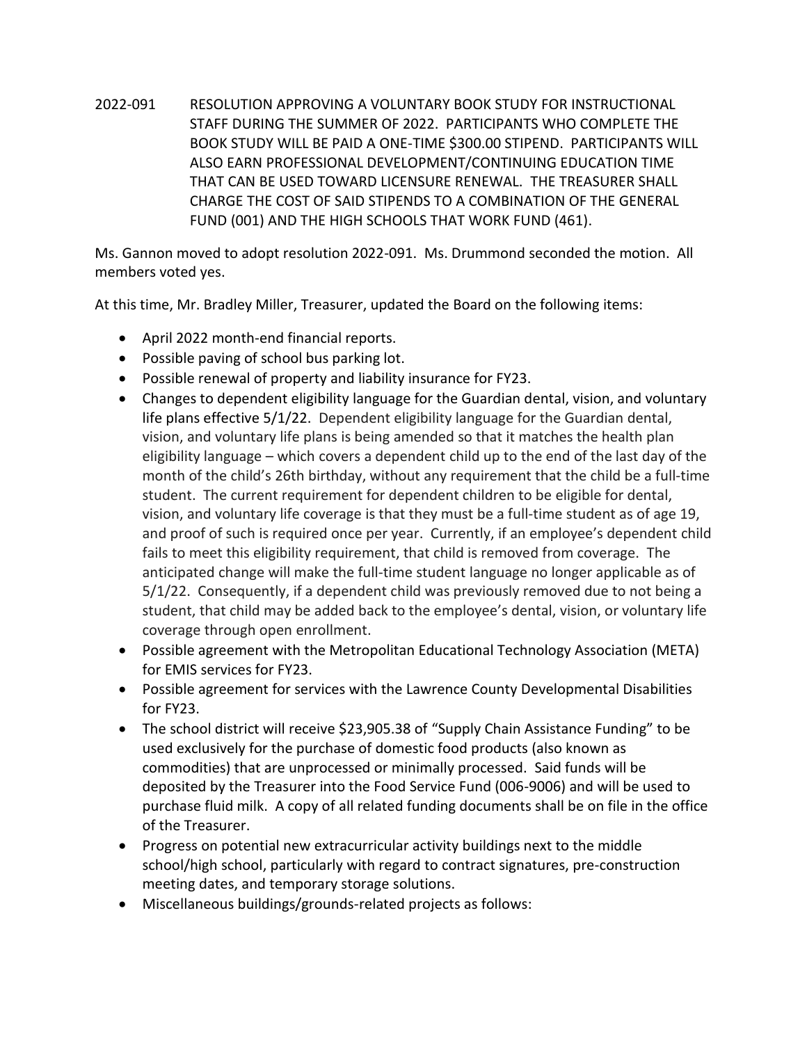2022-091 RESOLUTION APPROVING A VOLUNTARY BOOK STUDY FOR INSTRUCTIONAL STAFF DURING THE SUMMER OF 2022. PARTICIPANTS WHO COMPLETE THE BOOK STUDY WILL BE PAID A ONE-TIME $300.00 STIPEND. PARTICIPANTS WILL ALSO EARN PROFESSIONAL DEVELOPMENT/CONTINUING EDUCATION TIME THAT CAN BE USED TOWARD LICENSURE RENEWAL. THE TREASURER SHALL CHARGE THE COST OF SAID STIPENDS TO A COMBINATION OF THE GENERAL FUND (001) AND THE HIGH SCHOOLS THAT WORK FUND (461).

Ms. Gannon moved to adopt resolution 2022-091. Ms. Drummond seconded the motion. All members voted yes.

At this time, Mr. Bradley Miller, Treasurer, updated the Board on the following items:

- April 2022 month-end financial reports.
- Possible paving of school bus parking lot.
- Possible renewal of property and liability insurance for FY23.
- Changes to dependent eligibility language for the Guardian dental, vision, and voluntary life plans effective 5/1/22. Dependent eligibility language for the Guardian dental, vision, and voluntary life plans is being amended so that it matches the health plan eligibility language – which covers a dependent child up to the end of the last day of the month of the child's 26th birthday, without any requirement that the child be a full-time student. The current requirement for dependent children to be eligible for dental, vision, and voluntary life coverage is that they must be a full-time student as of age 19, and proof of such is required once per year. Currently, if an employee's dependent child fails to meet this eligibility requirement, that child is removed from coverage. The anticipated change will make the full-time student language no longer applicable as of 5/1/22. Consequently, if a dependent child was previously removed due to not being a student, that child may be added back to the employee's dental, vision, or voluntary life coverage through open enrollment.
- Possible agreement with the Metropolitan Educational Technology Association (META) for EMIS services for FY23.
- Possible agreement for services with the Lawrence County Developmental Disabilities for FY23.
- The school district will receive $23,905.38 of "Supply Chain Assistance Funding" to be used exclusively for the purchase of domestic food products (also known as commodities) that are unprocessed or minimally processed. Said funds will be deposited by the Treasurer into the Food Service Fund (006-9006) and will be used to purchase fluid milk. A copy of all related funding documents shall be on file in the office of the Treasurer.
- Progress on potential new extracurricular activity buildings next to the middle school/high school, particularly with regard to contract signatures, pre-construction meeting dates, and temporary storage solutions.
- Miscellaneous buildings/grounds-related projects as follows: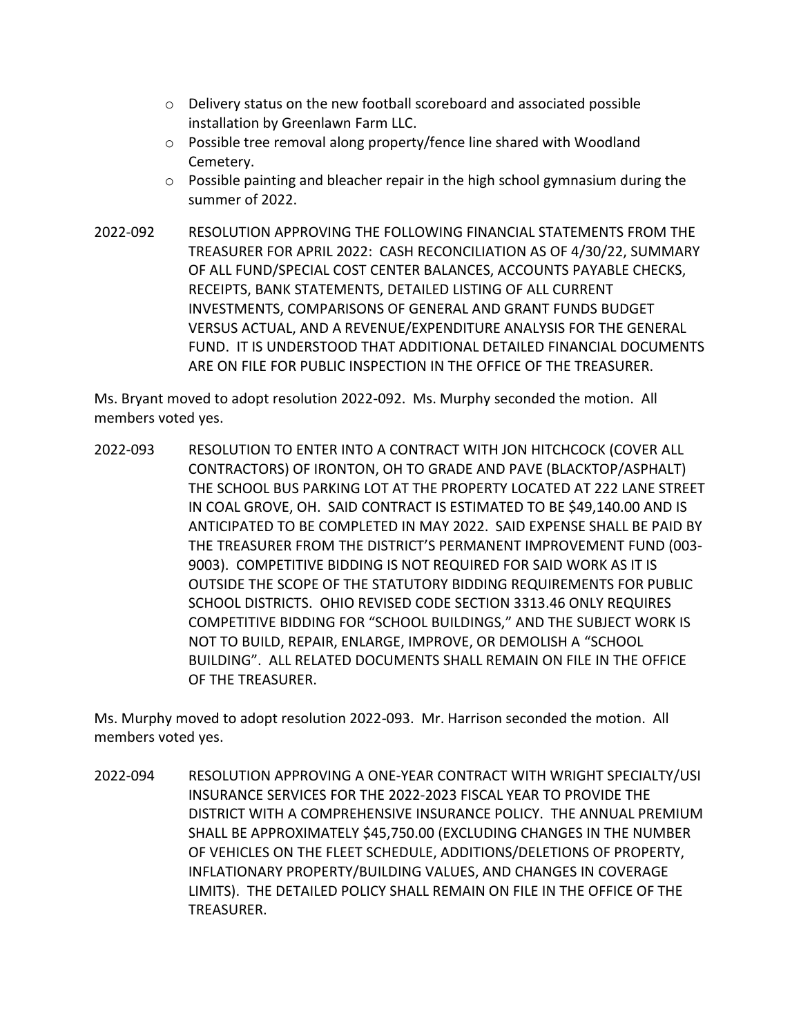- Delivery status on the new football scoreboard and associated possible installation by Greenlawn Farm LLC.
- Possible tree removal along property/fence line shared with Woodland Cemetery.
- Possible painting and bleacher repair in the high school gymnasium during the summer of 2022.

2022-092 RESOLUTION APPROVING THE FOLLOWING FINANCIAL STATEMENTS FROM THE TREASURER FOR APRIL 2022: CASH RECONCILIATION AS OF 4/30/22, SUMMARY OF ALL FUND/SPECIAL COST CENTER BALANCES, ACCOUNTS PAYABLE CHECKS, RECEIPTS, BANK STATEMENTS, DETAILED LISTING OF ALL CURRENT INVESTMENTS, COMPARISONS OF GENERAL AND GRANT FUNDS BUDGET VERSUS ACTUAL, AND A REVENUE/EXPENDITURE ANALYSIS FOR THE GENERAL FUND. IT IS UNDERSTOOD THAT ADDITIONAL DETAILED FINANCIAL DOCUMENTS ARE ON FILE FOR PUBLIC INSPECTION IN THE OFFICE OF THE TREASURER.

Ms. Bryant moved to adopt resolution 2022-092. Ms. Murphy seconded the motion. All members voted yes.

2022-093 RESOLUTION TO ENTER INTO A CONTRACT WITH JON HITCHCOCK (COVER ALL CONTRACTORS) OF IRONTON, OH TO GRADE AND PAVE (BLACKTOP/ASPHALT) THE SCHOOL BUS PARKING LOT AT THE PROPERTY LOCATED AT 222 LANE STREET IN COAL GROVE, OH. SAID CONTRACT IS ESTIMATED TO BE $49,140.00 AND IS ANTICIPATED TO BE COMPLETED IN MAY 2022. SAID EXPENSE SHALL BE PAID BY THE TREASURER FROM THE DISTRICT'S PERMANENT IMPROVEMENT FUND (003-9003). COMPETITIVE BIDDING IS NOT REQUIRED FOR SAID WORK AS IT IS OUTSIDE THE SCOPE OF THE STATUTORY BIDDING REQUIREMENTS FOR PUBLIC SCHOOL DISTRICTS. OHIO REVISED CODE SECTION 3313.46 ONLY REQUIRES COMPETITIVE BIDDING FOR "SCHOOL BUILDINGS," AND THE SUBJECT WORK IS NOT TO BUILD, REPAIR, ENLARGE, IMPROVE, OR DEMOLISH A "SCHOOL BUILDING". ALL RELATED DOCUMENTS SHALL REMAIN ON FILE IN THE OFFICE OF THE TREASURER.

Ms. Murphy moved to adopt resolution 2022-093. Mr. Harrison seconded the motion. All members voted yes.

2022-094 RESOLUTION APPROVING A ONE-YEAR CONTRACT WITH WRIGHT SPECIALTY/USI INSURANCE SERVICES FOR THE 2022-2023 FISCAL YEAR TO PROVIDE THE DISTRICT WITH A COMPREHENSIVE INSURANCE POLICY. THE ANNUAL PREMIUM SHALL BE APPROXIMATELY $45,750.00 (EXCLUDING CHANGES IN THE NUMBER OF VEHICLES ON THE FLEET SCHEDULE, ADDITIONS/DELETIONS OF PROPERTY, INFLATIONARY PROPERTY/BUILDING VALUES, AND CHANGES IN COVERAGE LIMITS). THE DETAILED POLICY SHALL REMAIN ON FILE IN THE OFFICE OF THE TREASURER.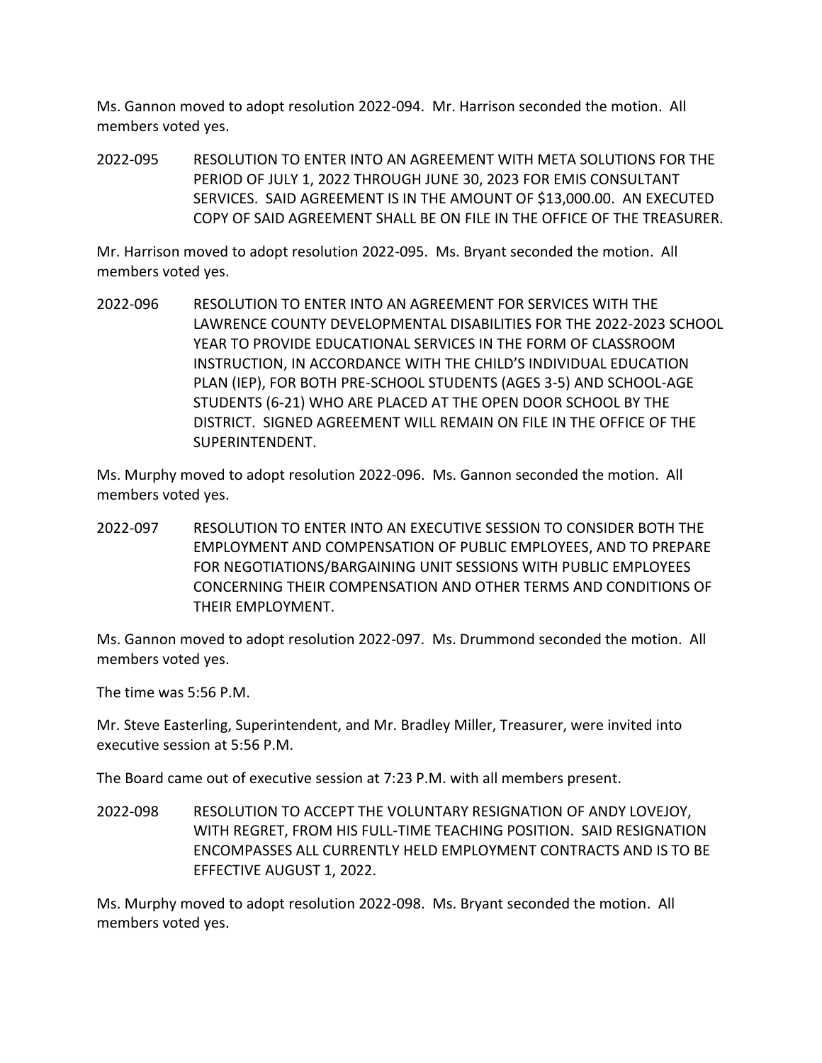Ms. Gannon moved to adopt resolution 2022-094. Mr. Harrison seconded the motion. All members voted yes.

2022-095 RESOLUTION TO ENTER INTO AN AGREEMENT WITH META SOLUTIONS FOR THE PERIOD OF JULY 1, 2022 THROUGH JUNE 30, 2023 FOR EMIS CONSULTANT SERVICES. SAID AGREEMENT IS IN THE AMOUNT OF $13,000.00. AN EXECUTED COPY OF SAID AGREEMENT SHALL BE ON FILE IN THE OFFICE OF THE TREASURER.

Mr. Harrison moved to adopt resolution 2022-095. Ms. Bryant seconded the motion. All members voted yes.

2022-096 RESOLUTION TO ENTER INTO AN AGREEMENT FOR SERVICES WITH THE LAWRENCE COUNTY DEVELOPMENTAL DISABILITIES FOR THE 2022-2023 SCHOOL YEAR TO PROVIDE EDUCATIONAL SERVICES IN THE FORM OF CLASSROOM INSTRUCTION, IN ACCORDANCE WITH THE CHILD'S INDIVIDUAL EDUCATION PLAN (IEP), FOR BOTH PRE-SCHOOL STUDENTS (AGES 3-5) AND SCHOOL-AGE STUDENTS (6-21) WHO ARE PLACED AT THE OPEN DOOR SCHOOL BY THE DISTRICT. SIGNED AGREEMENT WILL REMAIN ON FILE IN THE OFFICE OF THE SUPERINTENDENT.

Ms. Murphy moved to adopt resolution 2022-096. Ms. Gannon seconded the motion. All members voted yes.

2022-097 RESOLUTION TO ENTER INTO AN EXECUTIVE SESSION TO CONSIDER BOTH THE EMPLOYMENT AND COMPENSATION OF PUBLIC EMPLOYEES, AND TO PREPARE FOR NEGOTIATIONS/BARGAINING UNIT SESSIONS WITH PUBLIC EMPLOYEES CONCERNING THEIR COMPENSATION AND OTHER TERMS AND CONDITIONS OF THEIR EMPLOYMENT.

Ms. Gannon moved to adopt resolution 2022-097. Ms. Drummond seconded the motion. All members voted yes.

The time was 5:56 P.M.

Mr. Steve Easterling, Superintendent, and Mr. Bradley Miller, Treasurer, were invited into executive session at 5:56 P.M.

The Board came out of executive session at 7:23 P.M. with all members present.

2022-098 RESOLUTION TO ACCEPT THE VOLUNTARY RESIGNATION OF ANDY LOVEJOY, WITH REGRET, FROM HIS FULL-TIME TEACHING POSITION. SAID RESIGNATION ENCOMPASSES ALL CURRENTLY HELD EMPLOYMENT CONTRACTS AND IS TO BE EFFECTIVE AUGUST 1, 2022.

Ms. Murphy moved to adopt resolution 2022-098. Ms. Bryant seconded the motion. All members voted yes.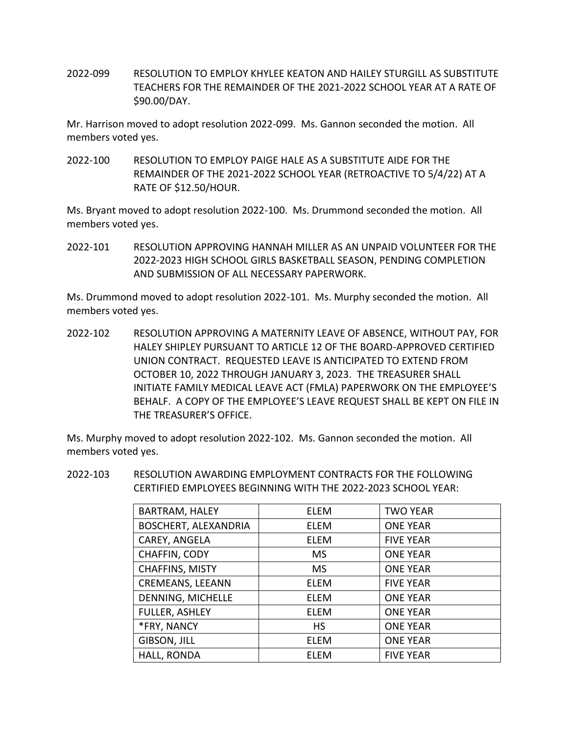2022-099 RESOLUTION TO EMPLOY KHYLEE KEATON AND HAILEY STURGILL AS SUBSTITUTE TEACHERS FOR THE REMAINDER OF THE 2021-2022 SCHOOL YEAR AT A RATE OF $90.00/DAY.

Mr. Harrison moved to adopt resolution 2022-099. Ms. Gannon seconded the motion. All members voted yes.

2022-100 RESOLUTION TO EMPLOY PAIGE HALE AS A SUBSTITUTE AIDE FOR THE REMAINDER OF THE 2021-2022 SCHOOL YEAR (RETROACTIVE TO 5/4/22) AT A RATE OF $12.50/HOUR.

Ms. Bryant moved to adopt resolution 2022-100. Ms. Drummond seconded the motion. All members voted yes.

2022-101 RESOLUTION APPROVING HANNAH MILLER AS AN UNPAID VOLUNTEER FOR THE 2022-2023 HIGH SCHOOL GIRLS BASKETBALL SEASON, PENDING COMPLETION AND SUBMISSION OF ALL NECESSARY PAPERWORK.

Ms. Drummond moved to adopt resolution 2022-101. Ms. Murphy seconded the motion. All members voted yes.

2022-102 RESOLUTION APPROVING A MATERNITY LEAVE OF ABSENCE, WITHOUT PAY, FOR HALEY SHIPLEY PURSUANT TO ARTICLE 12 OF THE BOARD-APPROVED CERTIFIED UNION CONTRACT. REQUESTED LEAVE IS ANTICIPATED TO EXTEND FROM OCTOBER 10, 2022 THROUGH JANUARY 3, 2023. THE TREASURER SHALL INITIATE FAMILY MEDICAL LEAVE ACT (FMLA) PAPERWORK ON THE EMPLOYEE'S BEHALF. A COPY OF THE EMPLOYEE'S LEAVE REQUEST SHALL BE KEPT ON FILE IN THE TREASURER'S OFFICE.

Ms. Murphy moved to adopt resolution 2022-102. Ms. Gannon seconded the motion. All members voted yes.

2022-103 RESOLUTION AWARDING EMPLOYMENT CONTRACTS FOR THE FOLLOWING CERTIFIED EMPLOYEES BEGINNING WITH THE 2022-2023 SCHOOL YEAR:

| | | |
|---|---|---|
| BARTRAM, HALEY | ELEM | TWO YEAR |
| BOSCHERT, ALEXANDRIA | ELEM | ONE YEAR |
| CAREY, ANGELA | ELEM | FIVE YEAR |
| CHAFFIN, CODY | MS | ONE YEAR |
| CHAFFINS, MISTY | MS | ONE YEAR |
| CREMEANS, LEEANN | ELEM | FIVE YEAR |
| DENNING, MICHELLE | ELEM | ONE YEAR |
| FULLER, ASHLEY | ELEM | ONE YEAR |
| *FRY, NANCY | HS | ONE YEAR |
| GIBSON, JILL | ELEM | ONE YEAR |
| HALL, RONDA | ELEM | FIVE YEAR |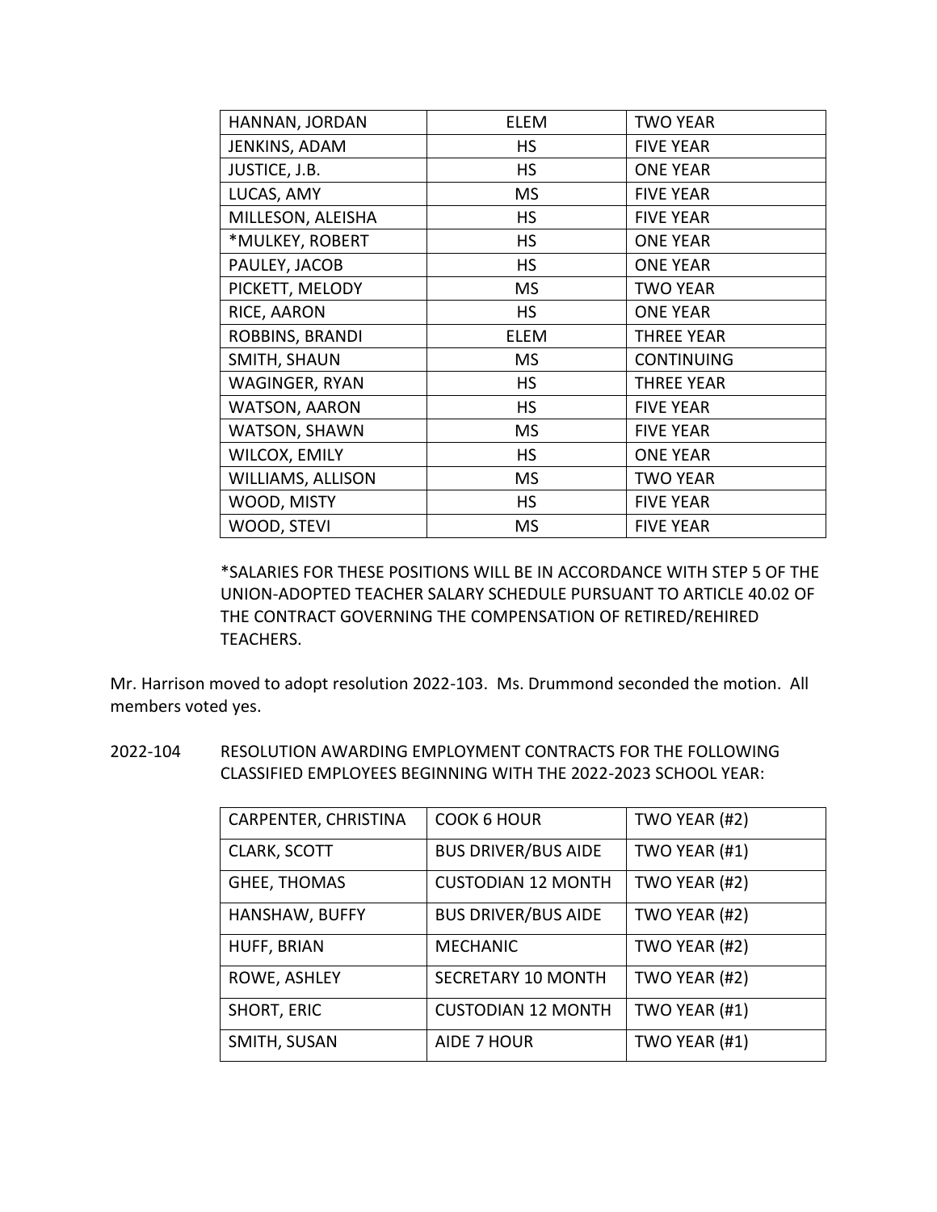| HANNAN, JORDAN | ELEM | TWO YEAR |
|---|---|---|
| JENKINS, ADAM | HS | FIVE YEAR |
| JUSTICE, J.B. | HS | ONE YEAR |
| LUCAS, AMY | MS | FIVE YEAR |
| MILLESON, ALEISHA | HS | FIVE YEAR |
| *MULKEY, ROBERT | HS | ONE YEAR |
| PAULEY, JACOB | HS | ONE YEAR |
| PICKETT, MELODY | MS | TWO YEAR |
| RICE, AARON | HS | ONE YEAR |
| ROBBINS, BRANDI | ELEM | THREE YEAR |
| SMITH, SHAUN | MS | CONTINUING |
| WAGINGER, RYAN | HS | THREE YEAR |
| WATSON, AARON | HS | FIVE YEAR |
| WATSON, SHAWN | MS | FIVE YEAR |
| WILCOX, EMILY | HS | ONE YEAR |
| WILLIAMS, ALLISON | MS | TWO YEAR |
| WOOD, MISTY | HS | FIVE YEAR |
| WOOD, STEVI | MS | FIVE YEAR |

*SALARIES FOR THESE POSITIONS WILL BE IN ACCORDANCE WITH STEP 5 OF THE UNION-ADOPTED TEACHER SALARY SCHEDULE PURSUANT TO ARTICLE 40.02 OF THE CONTRACT GOVERNING THE COMPENSATION OF RETIRED/REHIRED TEACHERS.

Mr. Harrison moved to adopt resolution 2022-103. Ms. Drummond seconded the motion. All members voted yes.

2022-104 RESOLUTION AWARDING EMPLOYMENT CONTRACTS FOR THE FOLLOWING CLASSIFIED EMPLOYEES BEGINNING WITH THE 2022-2023 SCHOOL YEAR:

| CARPENTER, CHRISTINA | COOK 6 HOUR | TWO YEAR (#2) |
|---|---|---|
| CLARK, SCOTT | BUS DRIVER/BUS AIDE | TWO YEAR (#1) |
| GHEE, THOMAS | CUSTODIAN 12 MONTH | TWO YEAR (#2) |
| HANSHAW, BUFFY | BUS DRIVER/BUS AIDE | TWO YEAR (#2) |
| HUFF, BRIAN | MECHANIC | TWO YEAR (#2) |
| ROWE, ASHLEY | SECRETARY 10 MONTH | TWO YEAR (#2) |
| SHORT, ERIC | CUSTODIAN 12 MONTH | TWO YEAR (#1) |
| SMITH, SUSAN | AIDE 7 HOUR | TWO YEAR (#1) |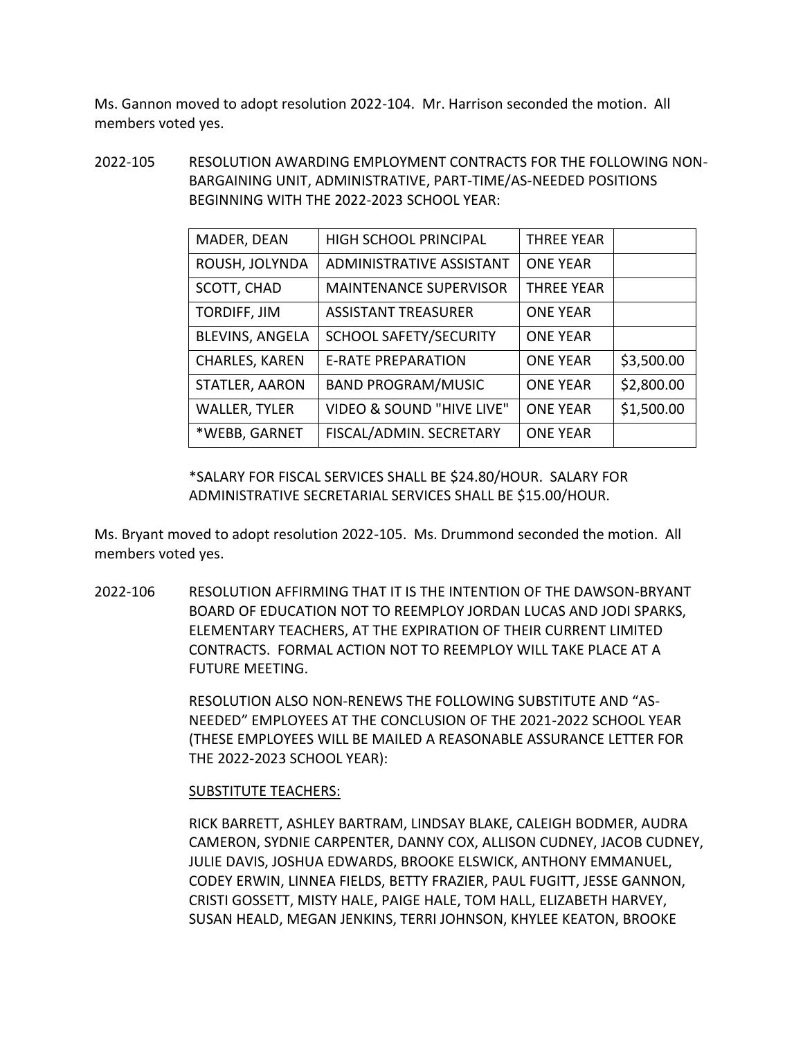Ms. Gannon moved to adopt resolution 2022-104. Mr. Harrison seconded the motion. All members voted yes.

2022-105 RESOLUTION AWARDING EMPLOYMENT CONTRACTS FOR THE FOLLOWING NON-BARGAINING UNIT, ADMINISTRATIVE, PART-TIME/AS-NEEDED POSITIONS BEGINNING WITH THE 2022-2023 SCHOOL YEAR:

| | | | |
|---|---|---|---|
| MADER, DEAN | HIGH SCHOOL PRINCIPAL | THREE YEAR | |
| ROUSH, JOLYNDA | ADMINISTRATIVE ASSISTANT | ONE YEAR | |
| SCOTT, CHAD | MAINTENANCE SUPERVISOR | THREE YEAR | |
| TORDIFF, JIM | ASSISTANT TREASURER | ONE YEAR | |
| BLEVINS, ANGELA | SCHOOL SAFETY/SECURITY | ONE YEAR | |
| CHARLES, KAREN | E-RATE PREPARATION | ONE YEAR | $3,500.00 |
| STATLER, AARON | BAND PROGRAM/MUSIC | ONE YEAR | $2,800.00 |
| WALLER, TYLER | VIDEO & SOUND "HIVE LIVE" | ONE YEAR | $1,500.00 |
| *WEBB, GARNET | FISCAL/ADMIN. SECRETARY | ONE YEAR | |

*SALARY FOR FISCAL SERVICES SHALL BE $24.80/HOUR. SALARY FOR ADMINISTRATIVE SECRETARIAL SERVICES SHALL BE $15.00/HOUR.

Ms. Bryant moved to adopt resolution 2022-105. Ms. Drummond seconded the motion. All members voted yes.

2022-106 RESOLUTION AFFIRMING THAT IT IS THE INTENTION OF THE DAWSON-BRYANT BOARD OF EDUCATION NOT TO REEMPLOY JORDAN LUCAS AND JODI SPARKS, ELEMENTARY TEACHERS, AT THE EXPIRATION OF THEIR CURRENT LIMITED CONTRACTS. FORMAL ACTION NOT TO REEMPLOY WILL TAKE PLACE AT A FUTURE MEETING.

RESOLUTION ALSO NON-RENEWS THE FOLLOWING SUBSTITUTE AND "AS-NEEDED" EMPLOYEES AT THE CONCLUSION OF THE 2021-2022 SCHOOL YEAR (THESE EMPLOYEES WILL BE MAILED A REASONABLE ASSURANCE LETTER FOR THE 2022-2023 SCHOOL YEAR):

SUBSTITUTE TEACHERS:

RICK BARRETT, ASHLEY BARTRAM, LINDSAY BLAKE, CALEIGH BODMER, AUDRA CAMERON, SYDNIE CARPENTER, DANNY COX, ALLISON CUDNEY, JACOB CUDNEY, JULIE DAVIS, JOSHUA EDWARDS, BROOKE ELSWICK, ANTHONY EMMANUEL, CODEY ERWIN, LINNEA FIELDS, BETTY FRAZIER, PAUL FUGITT, JESSE GANNON, CRISTI GOSSETT, MISTY HALE, PAIGE HALE, TOM HALL, ELIZABETH HARVEY, SUSAN HEALD, MEGAN JENKINS, TERRI JOHNSON, KHYLEE KEATON, BROOKE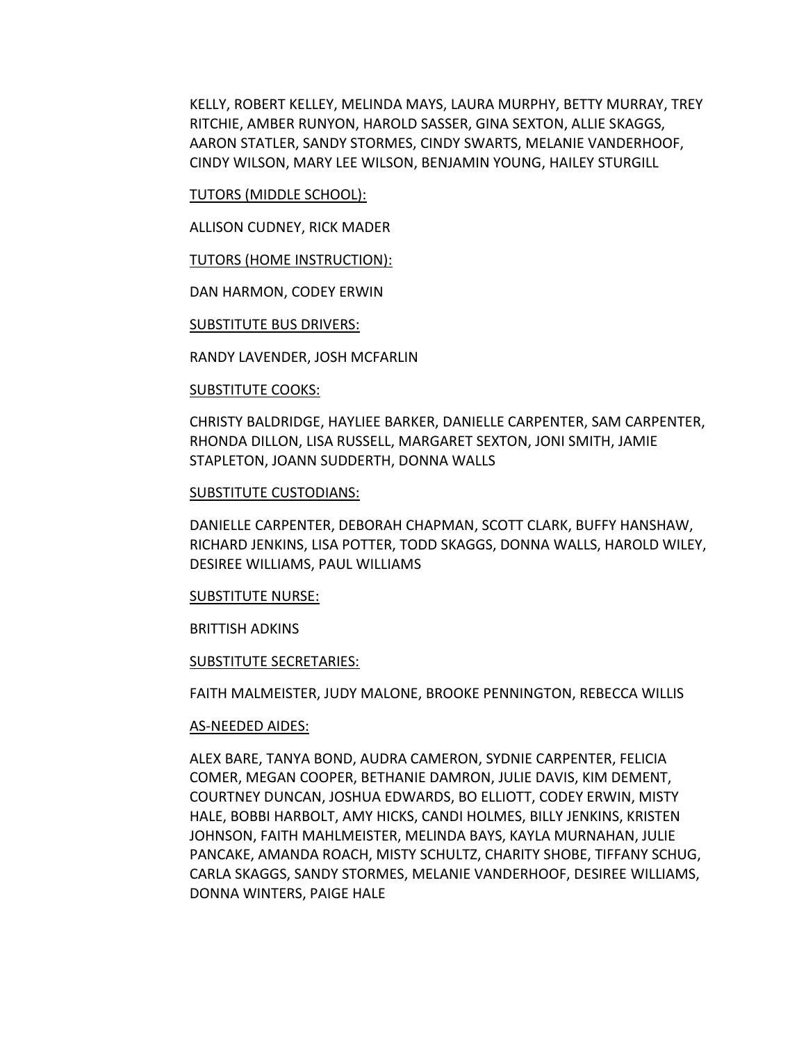KELLY, ROBERT KELLEY, MELINDA MAYS, LAURA MURPHY, BETTY MURRAY, TREY RITCHIE, AMBER RUNYON, HAROLD SASSER, GINA SEXTON, ALLIE SKAGGS, AARON STATLER, SANDY STORMES, CINDY SWARTS, MELANIE VANDERHOOF, CINDY WILSON, MARY LEE WILSON, BENJAMIN YOUNG, HAILEY STURGILL

<u>TUTORS (MIDDLE SCHOOL):</u>

ALLISON CUDNEY, RICK MADER

<u>TUTORS (HOME INSTRUCTION):</u>

DAN HARMON, CODEY ERWIN

<u>SUBSTITUTE BUS DRIVERS:</u>

RANDY LAVENDER, JOSH MCFARLIN

<u>SUBSTITUTE COOKS:</u>

CHRISTY BALDRIDGE, HAYLIEE BARKER, DANIELLE CARPENTER, SAM CARPENTER, RHONDA DILLON, LISA RUSSELL, MARGARET SEXTON, JONI SMITH, JAMIE STAPLETON, JOANN SUDDERTH, DONNA WALLS

<u>SUBSTITUTE CUSTODIANS:</u>

DANIELLE CARPENTER, DEBORAH CHAPMAN, SCOTT CLARK, BUFFY HANSHAW, RICHARD JENKINS, LISA POTTER, TODD SKAGGS, DONNA WALLS, HAROLD WILEY, DESIREE WILLIAMS, PAUL WILLIAMS

<u>SUBSTITUTE NURSE:</u>

BRITTISH ADKINS

<u>SUBSTITUTE SECRETARIES:</u>

FAITH MALMEISTER, JUDY MALONE, BROOKE PENNINGTON, REBECCA WILLIS

<u>AS-NEEDED AIDES:</u>

ALEX BARE, TANYA BOND, AUDRA CAMERON, SYDNIE CARPENTER, FELICIA COMER, MEGAN COOPER, BETHANIE DAMRON, JULIE DAVIS, KIM DEMENT, COURTNEY DUNCAN, JOSHUA EDWARDS, BO ELLIOTT, CODEY ERWIN, MISTY HALE, BOBBI HARBOLT, AMY HICKS, CANDI HOLMES, BILLY JENKINS, KRISTEN JOHNSON, FAITH MAHLMEISTER, MELINDA BAYS, KAYLA MURNAHAN, JULIE PANCAKE, AMANDA ROACH, MISTY SCHULTZ, CHARITY SHOBE, TIFFANY SCHUG, CARLA SKAGGS, SANDY STORMES, MELANIE VANDERHOOF, DESIREE WILLIAMS, DONNA WINTERS, PAIGE HALE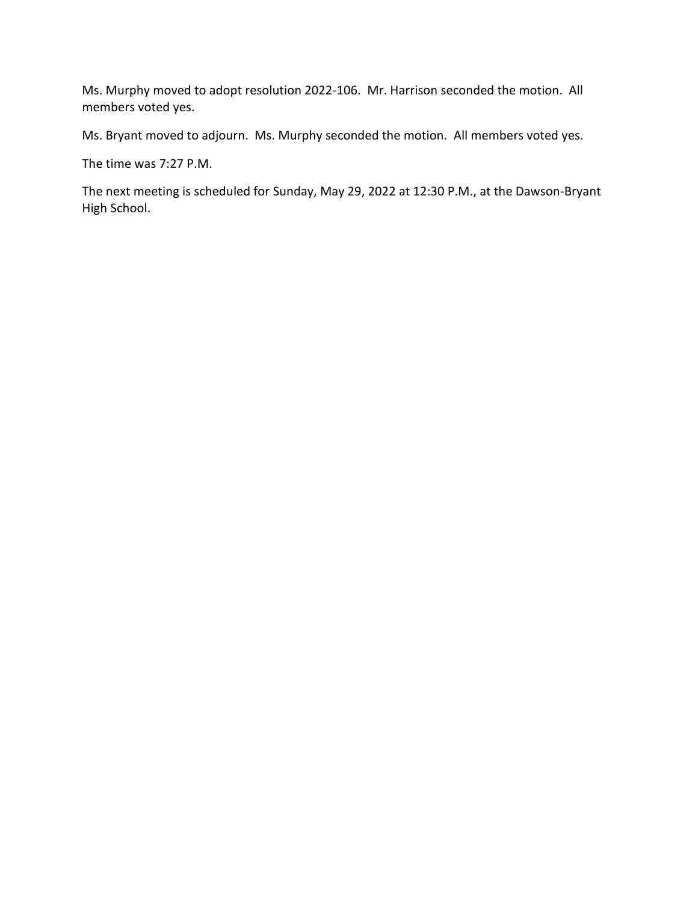Ms. Murphy moved to adopt resolution 2022-106. Mr. Harrison seconded the motion. All members voted yes.

Ms. Bryant moved to adjourn. Ms. Murphy seconded the motion. All members voted yes.

The time was 7:27 P.M.

The next meeting is scheduled for Sunday, May 29, 2022 at 12:30 P.M., at the Dawson-Bryant High School.